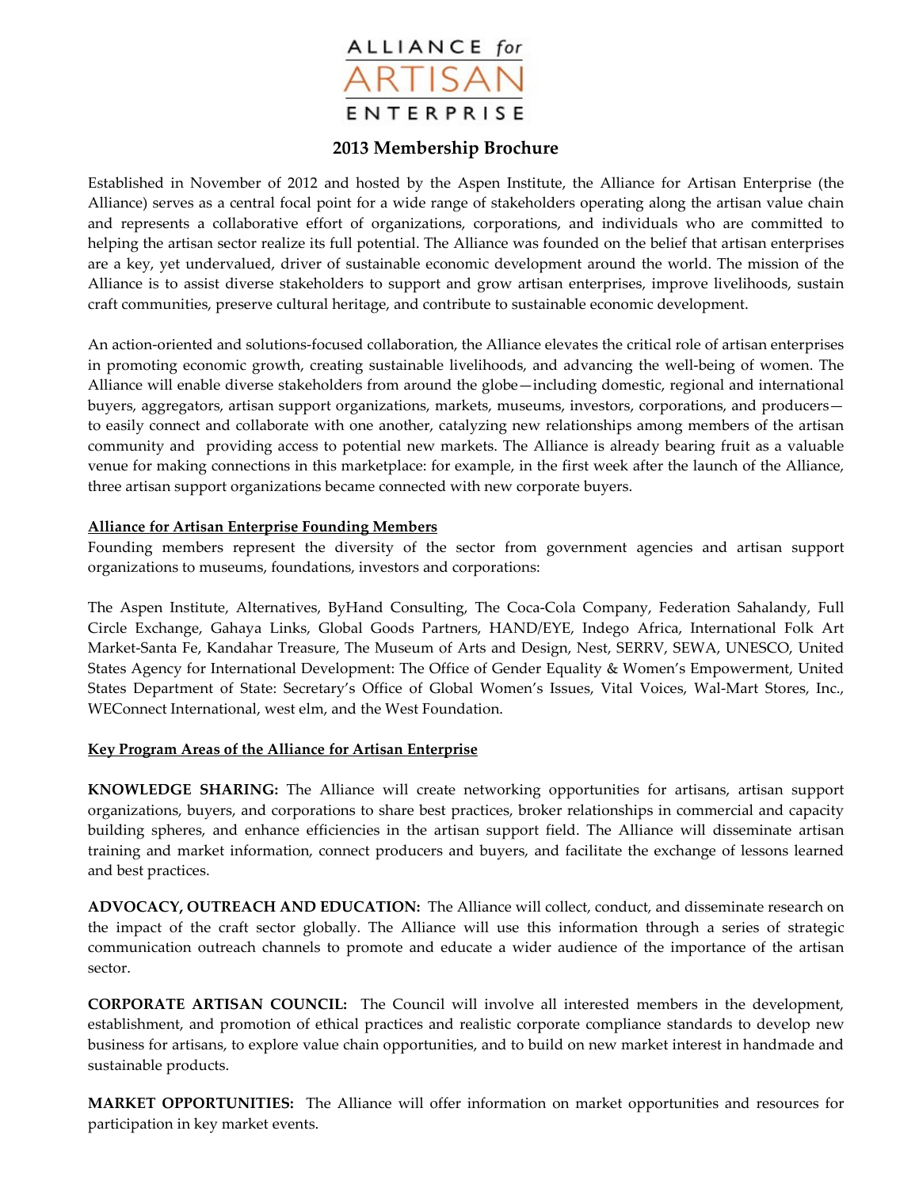# ALLIANCE for ARTISAN ENTERPRISE

## 2013 Membership Brochure

Established in November of 2012 and hosted by the Aspen Institute, the Alliance for Artisan Enterprise (the Alliance) serves as a central focal point for a wide range of stakeholders operating along the artisan value chain and represents a collaborative effort of organizations, corporations, and individuals who are committed to helping the artisan sector realize its full potential. The Alliance was founded on the belief that artisan enterprises are a key, yet undervalued, driver of sustainable economic development around the world. The mission of the Alliance is to assist diverse stakeholders to support and grow artisan enterprises, improve livelihoods, sustain craft communities, preserve cultural heritage, and contribute to sustainable economic development.

An action-oriented and solutions-focused collaboration, the Alliance elevates the critical role of artisan enterprises in promoting economic growth, creating sustainable livelihoods, and advancing the well-being of women. The Alliance will enable diverse stakeholders from around the globe—including domestic, regional and international buyers, aggregators, artisan support organizations, markets, museums, investors, corporations, and producers—to easily connect and collaborate with one another, catalyzing new relationships among members of the artisan community and providing access to potential new markets. The Alliance is already bearing fruit as a valuable venue for making connections in this marketplace: for example, in the first week after the launch of the Alliance, three artisan support organizations became connected with new corporate buyers.

**Alliance for Artisan Enterprise Founding Members**

Founding members represent the diversity of the sector from government agencies and artisan support organizations to museums, foundations, investors and corporations:

The Aspen Institute, Alternatives, ByHand Consulting, The Coca-Cola Company, Federation Sahalandy, Full Circle Exchange, Gahaya Links, Global Goods Partners, HAND/EYE, Indego Africa, International Folk Art Market-Santa Fe, Kandahar Treasure, The Museum of Arts and Design, Nest, SERRV, SEWA, UNESCO, United States Agency for International Development: The Office of Gender Equality & Women's Empowerment, United States Department of State: Secretary's Office of Global Women's Issues, Vital Voices, Wal-Mart Stores, Inc., WEConnect International, west elm, and the West Foundation.

**Key Program Areas of the Alliance for Artisan Enterprise**

**KNOWLEDGE SHARING:** The Alliance will create networking opportunities for artisans, artisan support organizations, buyers, and corporations to share best practices, broker relationships in commercial and capacity building spheres, and enhance efficiencies in the artisan support field. The Alliance will disseminate artisan training and market information, connect producers and buyers, and facilitate the exchange of lessons learned and best practices.

**ADVOCACY, OUTREACH AND EDUCATION:** The Alliance will collect, conduct, and disseminate research on the impact of the craft sector globally. The Alliance will use this information through a series of strategic communication outreach channels to promote and educate a wider audience of the importance of the artisan sector.

**CORPORATE ARTISAN COUNCIL:** The Council will involve all interested members in the development, establishment, and promotion of ethical practices and realistic corporate compliance standards to develop new business for artisans, to explore value chain opportunities, and to build on new market interest in handmade and sustainable products.

**MARKET OPPORTUNITIES:** The Alliance will offer information on market opportunities and resources for participation in key market events.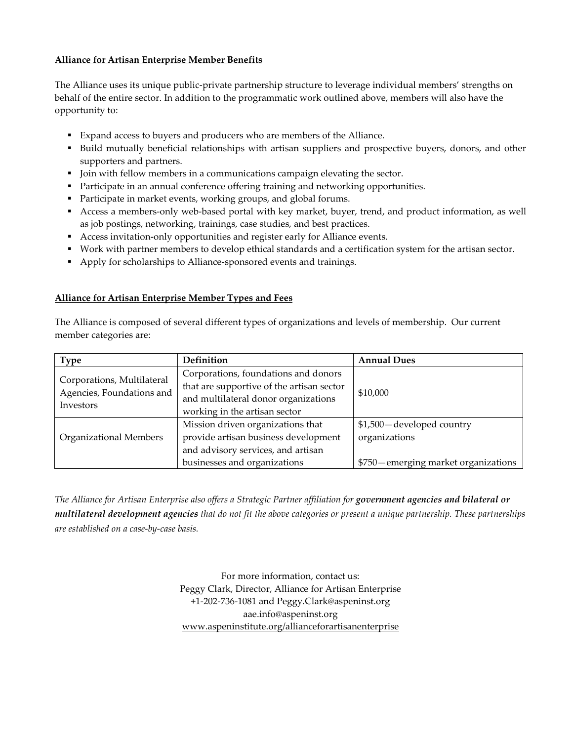**Alliance for Artisan Enterprise Member Benefits**

The Alliance uses its unique public-private partnership structure to leverage individual members' strengths on behalf of the entire sector. In addition to the programmatic work outlined above, members will also have the opportunity to:

- Expand access to buyers and producers who are members of the Alliance.
- Build mutually beneficial relationships with artisan suppliers and prospective buyers, donors, and other supporters and partners.
- Join with fellow members in a communications campaign elevating the sector.
- Participate in an annual conference offering training and networking opportunities.
- Participate in market events, working groups, and global forums.
- Access a members-only web-based portal with key market, buyer, trend, and product information, as well as job postings, networking, trainings, case studies, and best practices.
- Access invitation-only opportunities and register early for Alliance events.
- Work with partner members to develop ethical standards and a certification system for the artisan sector.
- Apply for scholarships to Alliance-sponsored events and trainings.

**Alliance for Artisan Enterprise Member Types and Fees**

The Alliance is composed of several different types of organizations and levels of membership. Our current member categories are:

| Type | Definition | Annual Dues |
|---|---|---|
| Corporations, Multilateral Agencies, Foundations and Investors | Corporations, foundations and donors that are supportive of the artisan sector and multilateral donor organizations working in the artisan sector | $10,000 |
| Organizational Members | Mission driven organizations that provide artisan business development and advisory services, and artisan businesses and organizations | $1,500—developed country organizations<br><br>$750—emerging market organizations |

*The Alliance for Artisan Enterprise also offers a Strategic Partner affiliation for* ***government agencies and bilateral or multilateral development agencies*** *that do not fit the above categories or present a unique partnership. These partnerships are established on a case-by-case basis.*

For more information, contact us:
Peggy Clark, Director, Alliance for Artisan Enterprise
+1-202-736-1081 and Peggy.Clark@aspeninst.org
aae.info@aspeninst.org
www.aspeninstitute.org/allianceforartisanenterprise